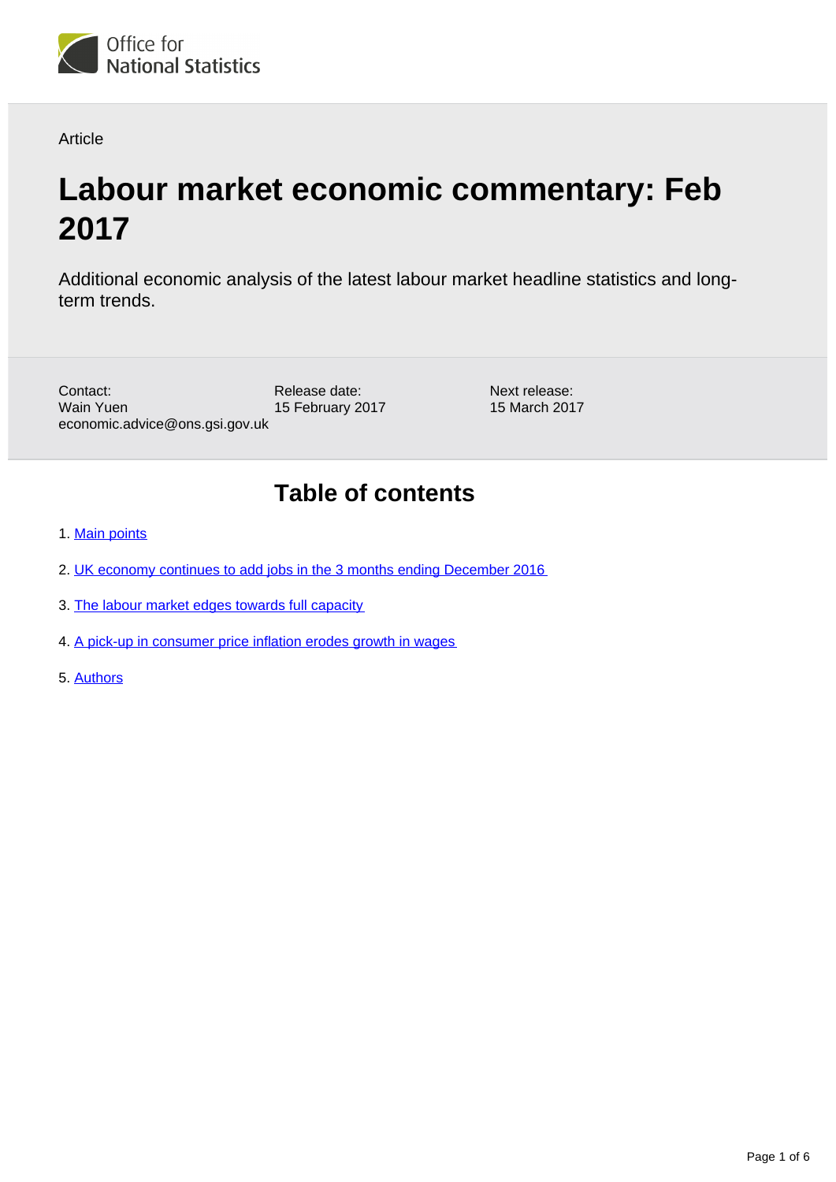Office for National Statistics

Article

# Labour market economic commentary: Feb 2017

Additional economic analysis of the latest labour market headline statistics and long-term trends.

Contact:
Wain Yuen
economic.advice@ons.gsi.gov.uk

Release date:
15 February 2017

Next release:
15 March 2017

## Table of contents

1. Main points
2. UK economy continues to add jobs in the 3 months ending December 2016
3. The labour market edges towards full capacity
4. A pick-up in consumer price inflation erodes growth in wages
5. Authors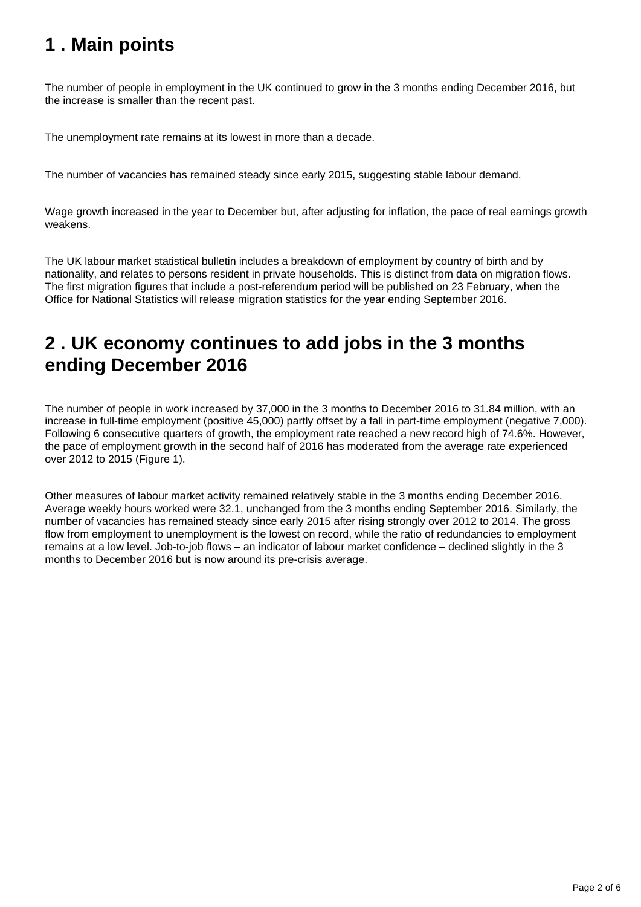## 1 . Main points

The number of people in employment in the UK continued to grow in the 3 months ending December 2016, but the increase is smaller than the recent past.

The unemployment rate remains at its lowest in more than a decade.

The number of vacancies has remained steady since early 2015, suggesting stable labour demand.

Wage growth increased in the year to December but, after adjusting for inflation, the pace of real earnings growth weakens.

The UK labour market statistical bulletin includes a breakdown of employment by country of birth and by nationality, and relates to persons resident in private households. This is distinct from data on migration flows. The first migration figures that include a post-referendum period will be published on 23 February, when the Office for National Statistics will release migration statistics for the year ending September 2016.

## 2 . UK economy continues to add jobs in the 3 months ending December 2016

The number of people in work increased by 37,000 in the 3 months to December 2016 to 31.84 million, with an increase in full-time employment (positive 45,000) partly offset by a fall in part-time employment (negative 7,000). Following 6 consecutive quarters of growth, the employment rate reached a new record high of 74.6%. However, the pace of employment growth in the second half of 2016 has moderated from the average rate experienced over 2012 to 2015 (Figure 1).

Other measures of labour market activity remained relatively stable in the 3 months ending December 2016. Average weekly hours worked were 32.1, unchanged from the 3 months ending September 2016. Similarly, the number of vacancies has remained steady since early 2015 after rising strongly over 2012 to 2014. The gross flow from employment to unemployment is the lowest on record, while the ratio of redundancies to employment remains at a low level. Job-to-job flows – an indicator of labour market confidence – declined slightly in the 3 months to December 2016 but is now around its pre-crisis average.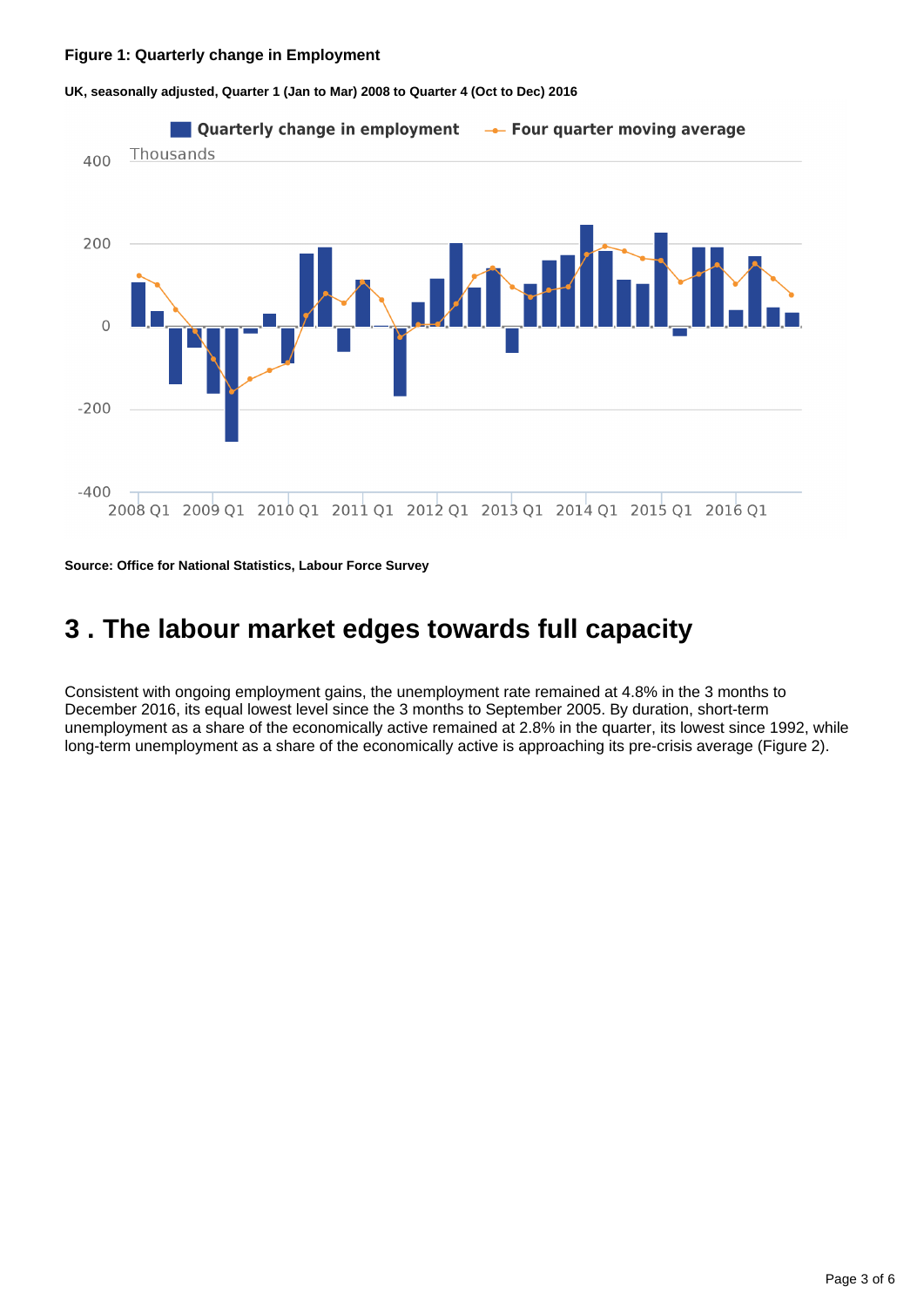**Figure 1: Quarterly change in Employment**

**UK, seasonally adjusted, Quarter 1 (Jan to Mar) 2008 to Quarter 4 (Oct to Dec) 2016**

**Source: Office for National Statistics, Labour Force Survey**

# 3 . The labour market edges towards full capacity

Consistent with ongoing employment gains, the unemployment rate remained at 4.8% in the 3 months to December 2016, its equal lowest level since the 3 months to September 2005. By duration, short-term unemployment as a share of the economically active remained at 2.8% in the quarter, its lowest since 1992, while long-term unemployment as a share of the economically active is approaching its pre-crisis average (Figure 2).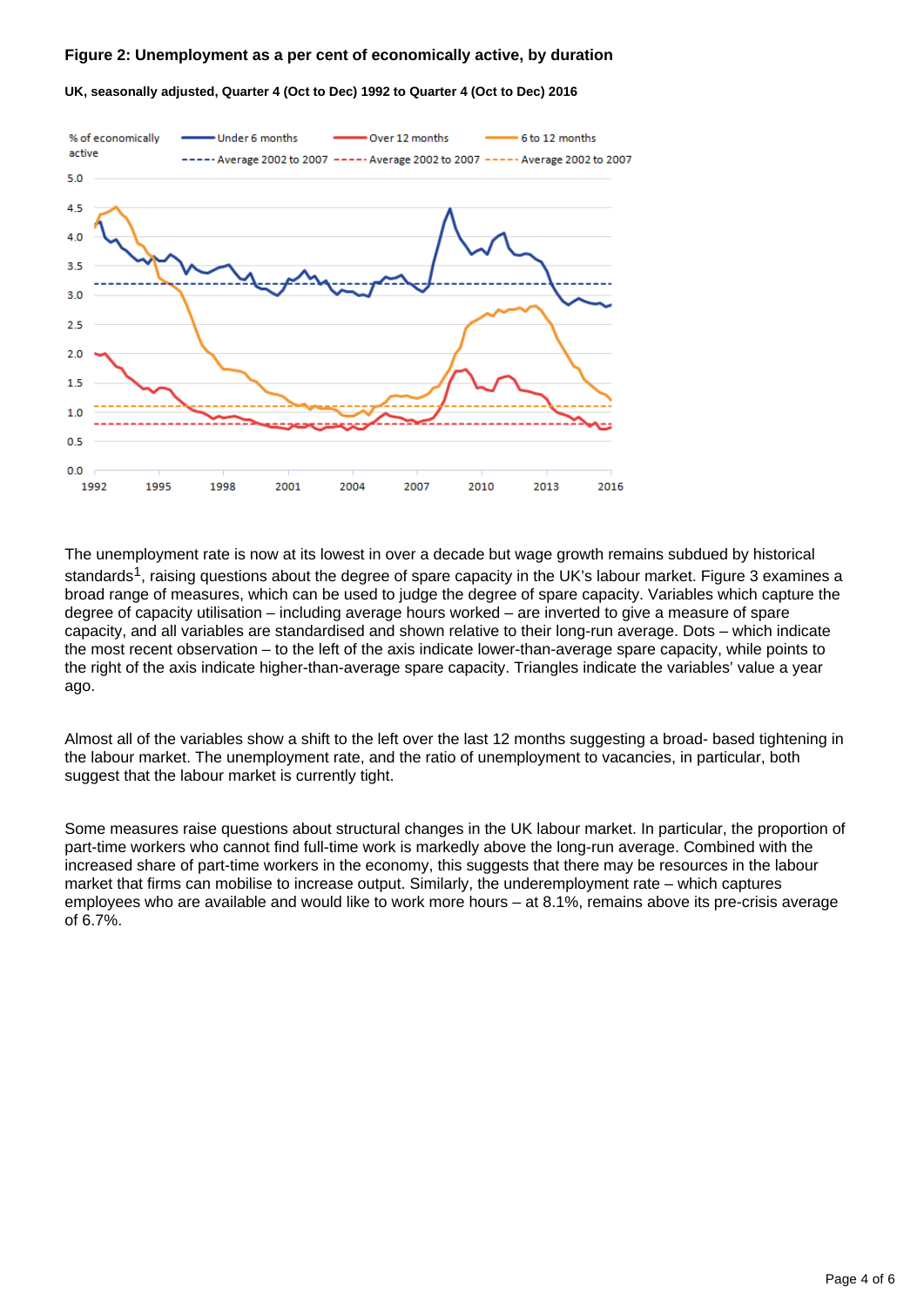**Figure 2: Unemployment as a per cent of economically active, by duration**

**UK, seasonally adjusted, Quarter 4 (Oct to Dec) 1992 to Quarter 4 (Oct to Dec) 2016**

The unemployment rate is now at its lowest in over a decade but wage growth remains subdued by historical standards[1], raising questions about the degree of spare capacity in the UK's labour market. Figure 3 examines a broad range of measures, which can be used to judge the degree of spare capacity. Variables which capture the degree of capacity utilisation – including average hours worked – are inverted to give a measure of spare capacity, and all variables are standardised and shown relative to their long-run average. Dots – which indicate the most recent observation – to the left of the axis indicate lower-than-average spare capacity, while points to the right of the axis indicate higher-than-average spare capacity. Triangles indicate the variables' value a year ago.

Almost all of the variables show a shift to the left over the last 12 months suggesting a broad- based tightening in the labour market. The unemployment rate, and the ratio of unemployment to vacancies, in particular, both suggest that the labour market is currently tight.

Some measures raise questions about structural changes in the UK labour market. In particular, the proportion of part-time workers who cannot find full-time work is markedly above the long-run average. Combined with the increased share of part-time workers in the economy, this suggests that there may be resources in the labour market that firms can mobilise to increase output. Similarly, the underemployment rate – which captures employees who are available and would like to work more hours – at 8.1%, remains above its pre-crisis average of 6.7%.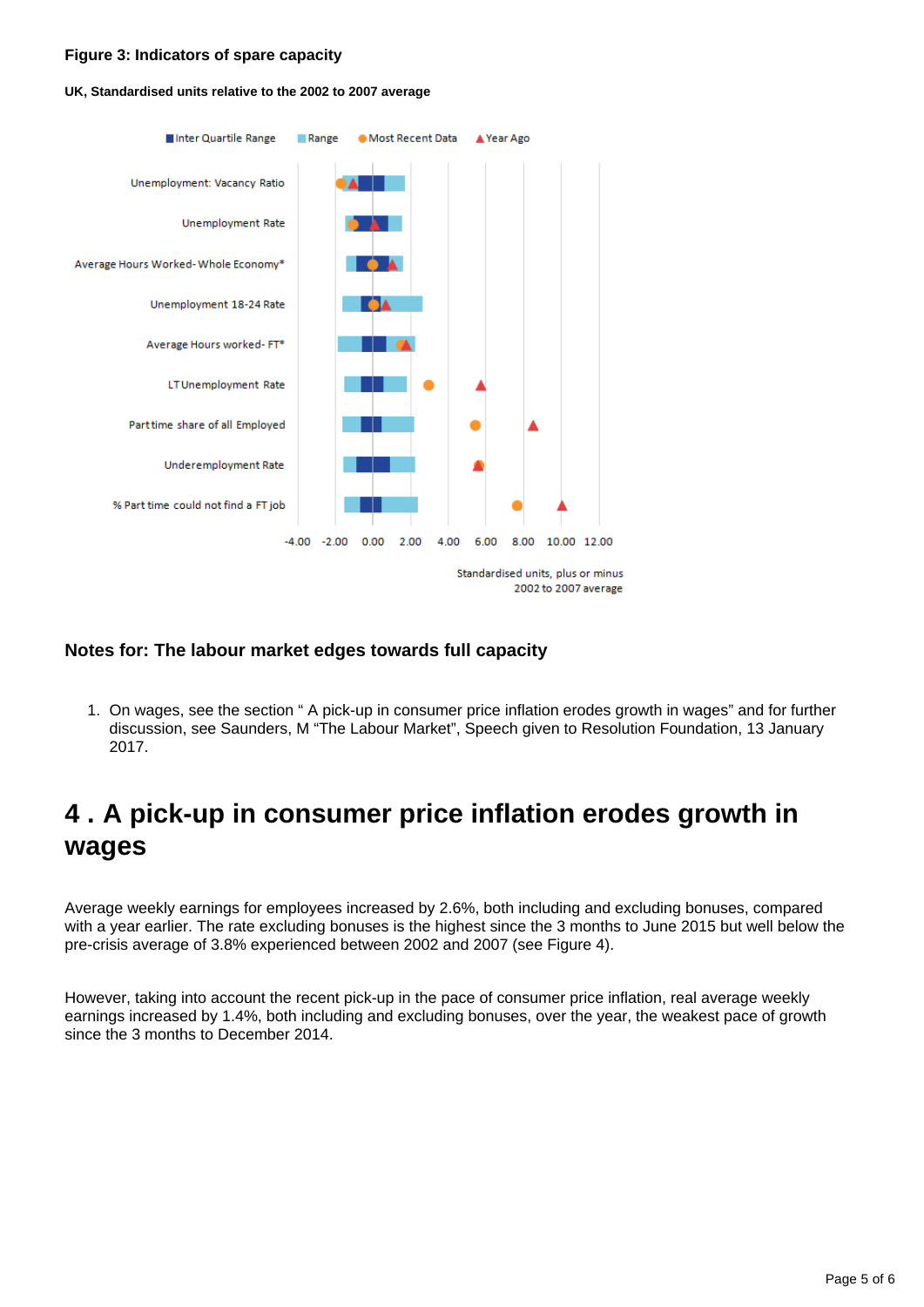**Figure 3: Indicators of spare capacity**

**UK, Standardised units relative to the 2002 to 2007 average**

### Notes for: The labour market edges towards full capacity

1. On wages, see the section " A pick-up in consumer price inflation erodes growth in wages" and for further discussion, see Saunders, M "The Labour Market", Speech given to Resolution Foundation, 13 January 2017.

## 4 . A pick-up in consumer price inflation erodes growth in wages

Average weekly earnings for employees increased by 2.6%, both including and excluding bonuses, compared with a year earlier. The rate excluding bonuses is the highest since the 3 months to June 2015 but well below the pre-crisis average of 3.8% experienced between 2002 and 2007 (see Figure 4).

However, taking into account the recent pick-up in the pace of consumer price inflation, real average weekly earnings increased by 1.4%, both including and excluding bonuses, over the year, the weakest pace of growth since the 3 months to December 2014.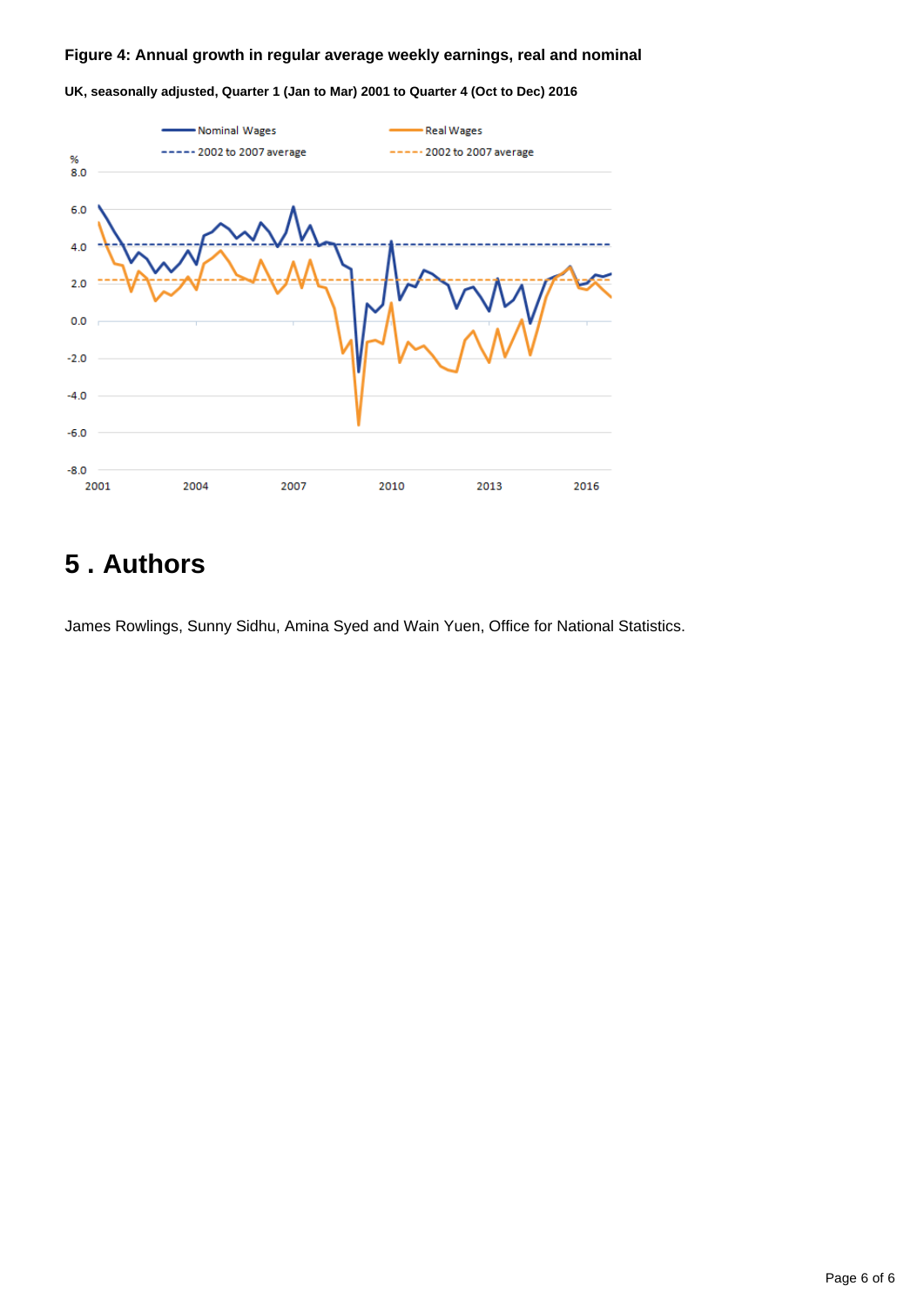**Figure 4: Annual growth in regular average weekly earnings, real and nominal**

**UK, seasonally adjusted, Quarter 1 (Jan to Mar) 2001 to Quarter 4 (Oct to Dec) 2016**

Nominal Wages
Real Wages
2002 to 2007 average
2002 to 2007 average

%
8.0
6.0
4.0
2.0
0.0
-2.0
-4.0
-6.0
-8.0

2001
2004
2007
2010
2013
2016

## 5 . Authors

James Rowlings, Sunny Sidhu, Amina Syed and Wain Yuen, Office for National Statistics.